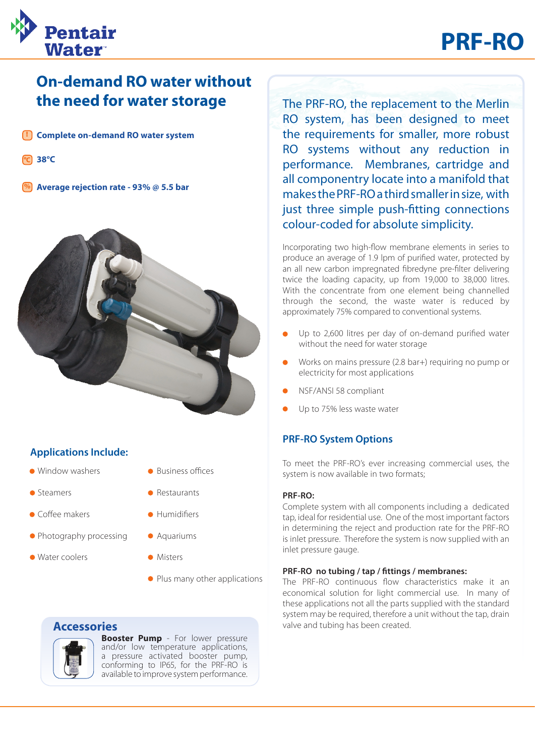# PRF-RO

## On-demand RO water without the need for water storage

- **Complete on-demand RO water system**
- **38°C**
- **Average rejection rate - 93% @ 5.5 bar**

### Applications Include:

- Window washers
- Steamers
- Coffee makers
- Photography processing
- Water coolers
- Business offices
- Restaurants
- Humidifiers
- Aquariums
- Misters
- Plus many other applications

### Accessories

**Booster Pump** - For lower pressure and/or low temperature applications, a pressure activated booster pump, conforming to IP65, for the PRF-RO is available to improve system performance.

The PRF-RO, the replacement to the Merlin RO system, has been designed to meet the requirements for smaller, more robust RO systems without any reduction in performance. Membranes, cartridge and all componentry locate into a manifold that makes the PRF-RO a third smaller in size, with just three simple push-fitting connections colour-coded for absolute simplicity.

Incorporating two high-flow membrane elements in series to produce an average of 1.9 lpm of purified water, protected by an all new carbon impregnated fibredyne pre-filter delivering twice the loading capacity, up from 19,000 to 38,000 litres. With the concentrate from one element being channelled through the second, the waste water is reduced by approximately 75% compared to conventional systems.

- Up to 2,600 litres per day of on-demand purified water without the need for water storage
- Works on mains pressure (2.8 bar+) requiring no pump or electricity for most applications
- NSF/ANSI 58 compliant
- Up to 75% less waste water

### PRF-RO System Options

To meet the PRF-RO's ever increasing commercial uses, the system is now available in two formats;

**PRF-RO:**
Complete system with all components including a dedicated tap, ideal for residential use. One of the most important factors in determining the reject and production rate for the PRF-RO is inlet pressure. Therefore the system is now supplied with an inlet pressure gauge.

**PRF-RO no tubing / tap / fittings / membranes:**
The PRF-RO continuous flow characteristics make it an economical solution for light commercial use. In many of these applications not all the parts supplied with the standard system may be required, therefore a unit without the tap, drain valve and tubing has been created.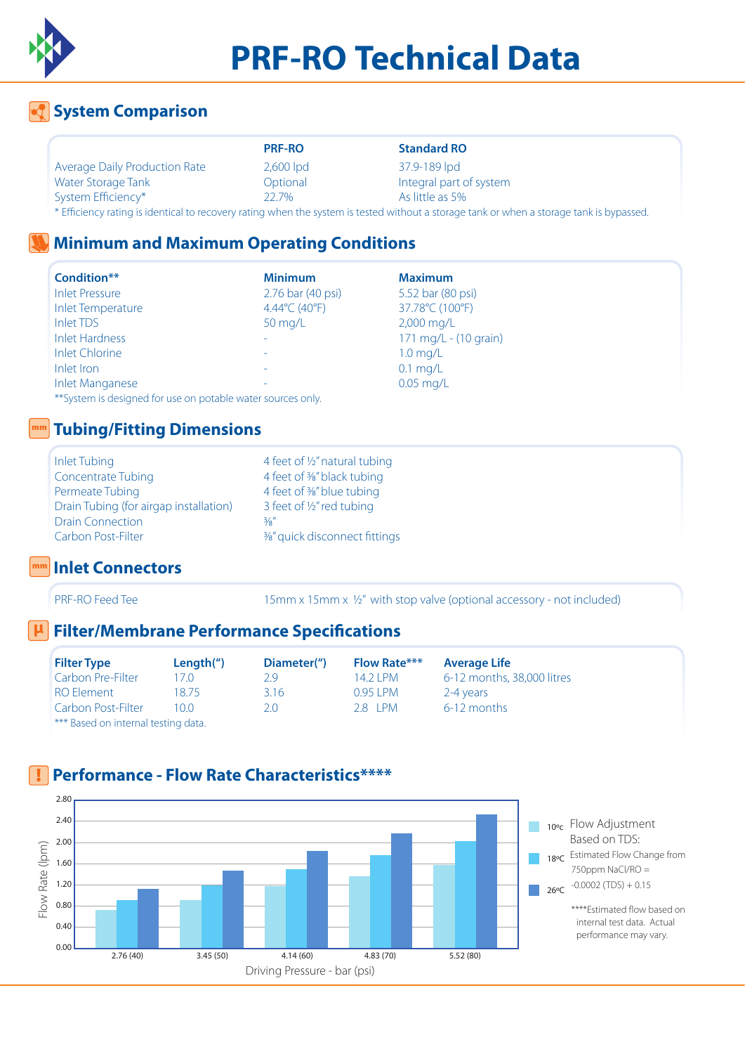# PRF-RO Technical Data

## System Comparison

| | PRF-RO | Standard RO |
|---|---|---|
| Average Daily Production Rate | 2,600 lpd | 37.9-189 lpd |
| Water Storage Tank | Optional | Integral part of system |
| System Efficiency* | 22.7% | As little as 5% |

* Efficiency rating is identical to recovery rating when the system is tested without a storage tank or when a storage tank is bypassed.

## Minimum and Maximum Operating Conditions

| Condition** | Minimum | Maximum |
|---|---|---|
| Inlet Pressure | 2.76 bar (40 psi) | 5.52 bar (80 psi) |
| Inlet Temperature | 4.44°C (40°F) | 37.78°C (100°F) |
| Inlet TDS | 50 mg/L | 2,000 mg/L |
| Inlet Hardness | - | 171 mg/L - (10 grain) |
| Inlet Chlorine | - | 1.0 mg/L |
| Inlet Iron | - | 0.1 mg/L |
| Inlet Manganese | - | 0.05 mg/L |

**System is designed for use on potable water sources only.

## Tubing/Fitting Dimensions

| | |
|---|---|
| Inlet Tubing | 4 feet of ½" natural tubing |
| Concentrate Tubing | 4 feet of ⅜" black tubing |
| Permeate Tubing | 4 feet of ⅜" blue tubing |
| Drain Tubing (for airgap installation) | 3 feet of ½" red tubing |
| Drain Connection | ⅜" |
| Carbon Post-Filter | ⅜" quick disconnect fittings |

## Inlet Connectors

| | |
|---|---|
| PRF-RO Feed Tee | 15mm x 15mm x ½" with stop valve (optional accessory - not included) |

## Filter/Membrane Performance Specifications

| Filter Type | Length(") | Diameter(") | Flow Rate*** | Average Life |
|---|---|---|---|---|
| Carbon Pre-Filter | 17.0 | 2.9 | 14.2 LPM | 6-12 months, 38,000 litres |
| RO Element | 18.75 | 3.16 | 0.95 LPM | 2-4 years |
| Carbon Post-Filter | 10.0 | 2.0 | 2.8 LPM | 6-12 months |

*** Based on internal testing data.

## Performance - Flow Rate Characteristics****

Flow Rate (lpm) vs. Driving Pressure - bar (psi): 2.76 (40), 3.45 (50), 4.14 (60), 4.83 (70), 5.52 (80); series: 10ºC, 18ºC, 26ºC.

Flow Adjustment Based on TDS: Estimated Flow Change from 750ppm NaCl/RO = -0.0002 (TDS) + 0.15

****Estimated flow based on internal test data. Actual performance may vary.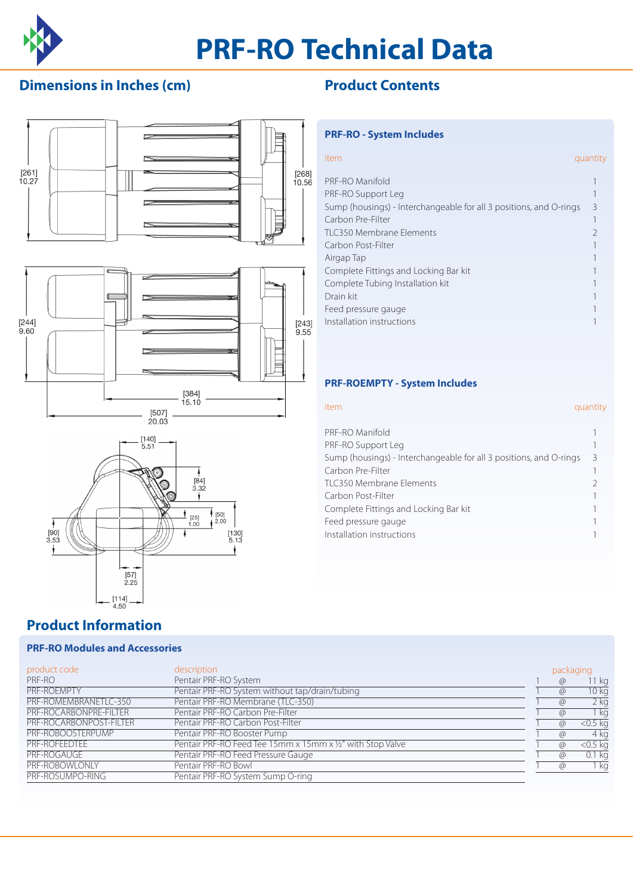# PRF-RO Technical Data

## Dimensions in Inches (cm)

[261]
10.27

[268]
10.56

[244]
9.60

[243]
9.55

[384]
15.10

[507]
20.03

[140]
5.51

[84]
3.32

[25]
1.00

[50]
2.00

[90]
3.53

[130]
5.13

[57]
2.25

[114]
4.50

## Product Contents

### PRF-RO - System Includes

| item | quantity |
|---|---|
| PRF-RO Manifold | 1 |
| PRF-RO Support Leg | 1 |
| Sump (housings) - Interchangeable for all 3 positions, and O-rings | 3 |
| Carbon Pre-Filter | 1 |
| TLC350 Membrane Elements | 2 |
| Carbon Post-Filter | 1 |
| Airgap Tap | 1 |
| Complete Fittings and Locking Bar kit | 1 |
| Complete Tubing Installation kit | 1 |
| Drain kit | 1 |
| Feed pressure gauge | 1 |
| Installation instructions | 1 |

### PRF-ROEMPTY - System Includes

| item | quantity |
|---|---|
| PRF-RO Manifold | 1 |
| PRF-RO Support Leg | 1 |
| Sump (housings) - Interchangeable for all 3 positions, and O-rings | 3 |
| Carbon Pre-Filter | 1 |
| TLC350 Membrane Elements | 2 |
| Carbon Post-Filter | 1 |
| Complete Fittings and Locking Bar kit | 1 |
| Feed pressure gauge | 1 |
| Installation instructions | 1 |

## Product Information

### PRF-RO Modules and Accessories

| product code | description | packaging | | |
|---|---|---|---|---|
| PRF-RO | Pentair PRF-RO System | 1 | @ | 11 kg |
| PRF-ROEMPTY | Pentair PRF-RO System without tap/drain/tubing | 1 | @ | 10 kg |
| PRF-ROMEMBRANETLC-350 | Pentair PRF-RO Membrane (TLC-350) | 1 | @ | 2 kg |
| PRF-ROCARBONPRE-FILTER | Pentair PRF-RO Carbon Pre-Filter | 1 | @ | 1 kg |
| PRF-ROCARBONPOST-FILTER | Pentair PRF-RO Carbon Post-Filter | 1 | @ | <0.5 kg |
| PRF-ROBOOSTERPUMP | Pentair PRF-RO Booster Pump | 1 | @ | 4 kg |
| PRF-ROFEEDTEE | Pentair PRF-RO Feed Tee 15mm x 15mm x ½" with Stop Valve | 1 | @ | <0.5 kg |
| PRF-ROGAUGE | Pentair PRF-RO Feed Pressure Gauge | 1 | @ | 0.1 kg |
| PRF-ROBOWLONLY | Pentair PRF-RO Bowl | 1 | @ | 1 kg |
| PRF-ROSUMPO-RING | Pentair PRF-RO System Sump O-ring | | | |